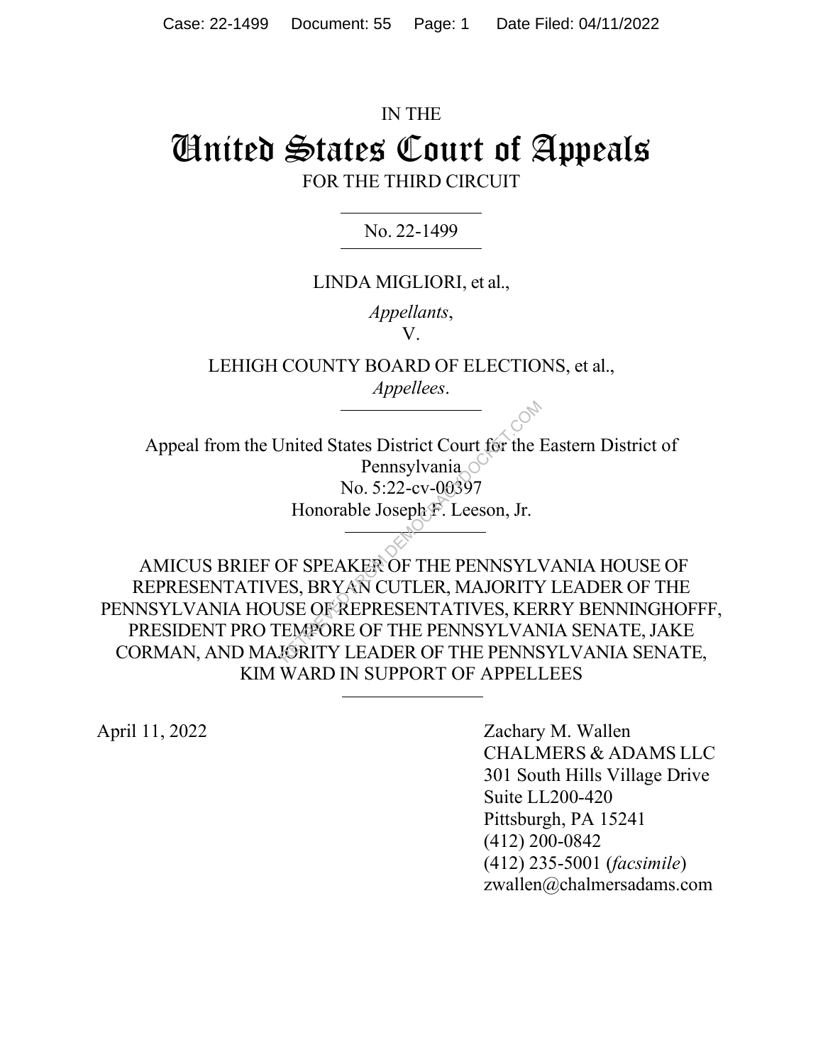IN THE

# United States Court of Appeals

FOR THE THIRD CIRCUIT

No. 22-1499

LINDA MIGLIORI, et al.,

*Appellants*,

V.

LEHIGH COUNTY BOARD OF ELECTIONS, et al.,

*Appellees*.

Appeal from the United States District Court for the Eastern District of Pennsylvania
No. 5:22-cv-00397
Honorable Joseph F. Leeson, Jr.

AMICUS BRIEF OF SPEAKER OF THE PENNSYLVANIA HOUSE OF REPRESENTATIVES, BRYAN CUTLER, MAJORITY LEADER OF THE PENNSYLVANIA HOUSE OF REPRESENTATIVES, KERRY BENNINGHOFFF, PRESIDENT PRO TEMPORE OF THE PENNSYLVANIA SENATE, JAKE CORMAN, AND MAJORITY LEADER OF THE PENNSYLVANIA SENATE, KIM WARD IN SUPPORT OF APPELLEES

April 11, 2022

Zachary M. Wallen
CHALMERS & ADAMS LLC
301 South Hills Village Drive
Suite LL200-420
Pittsburgh, PA 15241
(412) 200-0842
(412) 235-5001 (*facsimile*)
zwallen@chalmersadams.com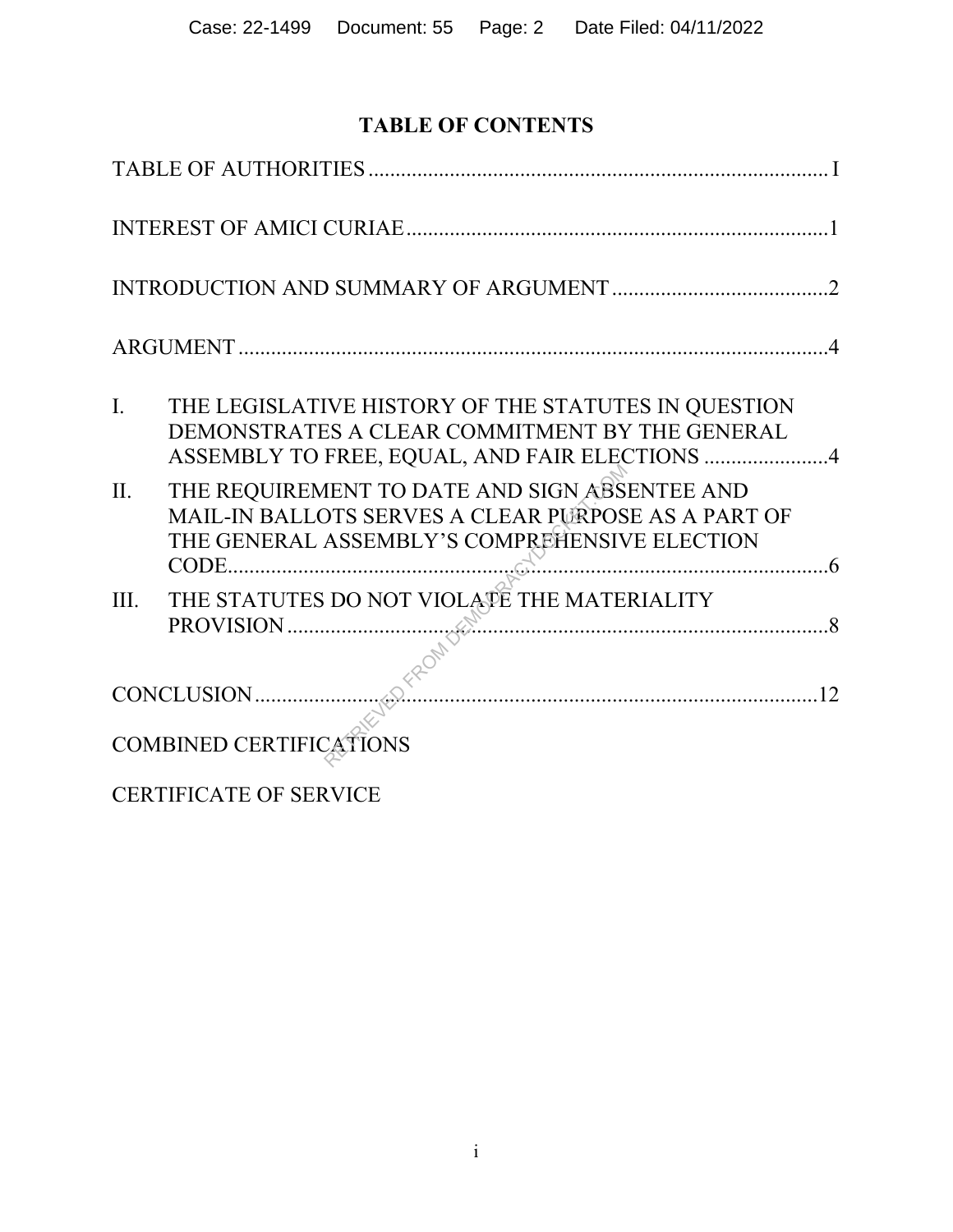# TABLE OF CONTENTS

TABLE OF AUTHORITIES .................................................................................... I

INTEREST OF AMICI CURIAE ............................................................................. 1

INTRODUCTION AND SUMMARY OF ARGUMENT ........................................ 2

ARGUMENT ........................................................................................................... 4

I. THE LEGISLATIVE HISTORY OF THE STATUTES IN QUESTION DEMONSTRATES A CLEAR COMMITMENT BY THE GENERAL ASSEMBLY TO FREE, EQUAL, AND FAIR ELECTIONS ....................... 4

II. THE REQUIREMENT TO DATE AND SIGN ABSENTEE AND MAIL-IN BALLOTS SERVES A CLEAR PURPOSE AS A PART OF THE GENERAL ASSEMBLY'S COMPREHENSIVE ELECTION CODE ................................................................................................................ 6

III. THE STATUTES DO NOT VIOLATE THE MATERIALITY PROVISION .................................................................................................... 8

CONCLUSION ....................................................................................................... 12

COMBINED CERTIFICATIONS

CERTIFICATE OF SERVICE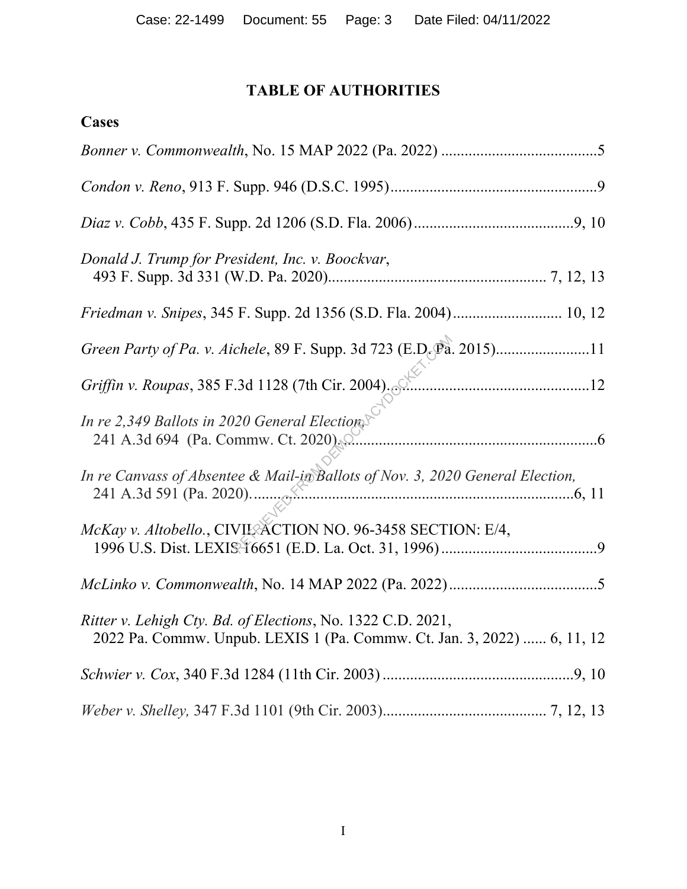# TABLE OF AUTHORITIES

## Cases

*Bonner v. Commonwealth*, No. 15 MAP 2022 (Pa. 2022) ........................................5

*Condon v. Reno*, 913 F. Supp. 946 (D.S.C. 1995)....................................................9

*Diaz v. Cobb*, 435 F. Supp. 2d 1206 (S.D. Fla. 2006).........................................9, 10

*Donald J. Trump for President, Inc. v. Boockvar*,
493 F. Supp. 3d 331 (W.D. Pa. 2020)...................................................... 7, 12, 13

*Friedman v. Snipes*, 345 F. Supp. 2d 1356 (S.D. Fla. 2004)........................... 10, 12

*Green Party of Pa. v. Aichele*, 89 F. Supp. 3d 723 (E.D. Pa. 2015).......................11

*Griffin v. Roupas*, 385 F.3d 1128 (7th Cir. 2004)..................................................12

*In re 2,349 Ballots in 2020 General Election*,
241 A.3d 694 (Pa. Commw. Ct. 2020)..................................................................6

*In re Canvass of Absentee & Mail-in Ballots of Nov. 3, 2020 General Election,*
241 A.3d 591 (Pa. 2020)...................................................................................6, 11

*McKay v. Altobello.*, CIVIL ACTION NO. 96-3458 SECTION: E/4,
1996 U.S. Dist. LEXIS 16651 (E.D. La. Oct. 31, 1996)........................................9

*McLinko v. Commonwealth*, No. 14 MAP 2022 (Pa. 2022)......................................5

*Ritter v. Lehigh Cty. Bd. of Elections*, No. 1322 C.D. 2021,
2022 Pa. Commw. Unpub. LEXIS 1 (Pa. Commw. Ct. Jan. 3, 2022) ...... 6, 11, 12

*Schwier v. Cox*, 340 F.3d 1284 (11th Cir. 2003) ................................................9, 10

*Weber v. Shelley,* 347 F.3d 1101 (9th Cir. 2003).......................................... 7, 12, 13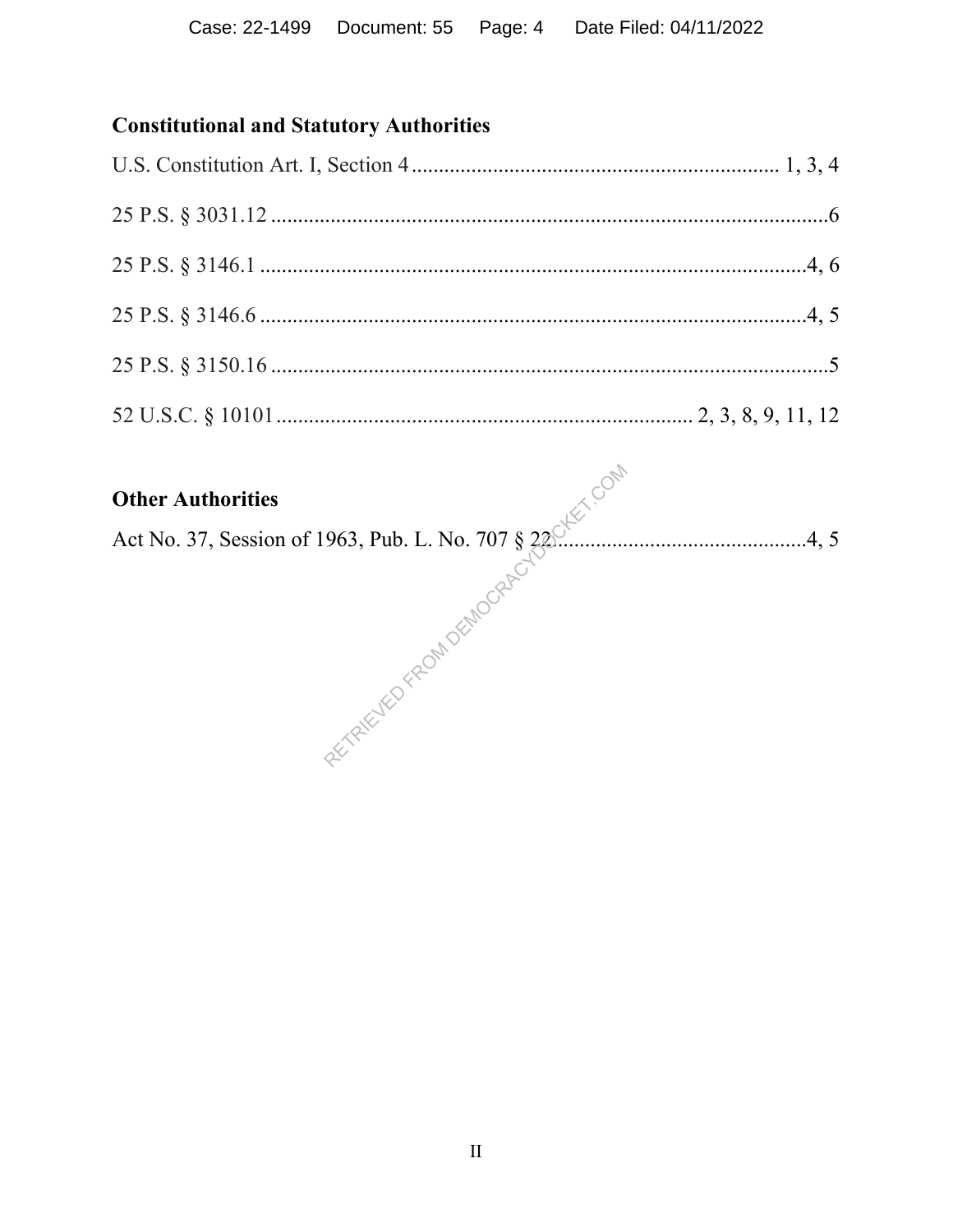**Constitutional and Statutory Authorities**

U.S. Constitution Art. I, Section 4 .................................................................. 1, 3, 4

25 P.S. § 3031.12 ...........................................................................................6

25 P.S. § 3146.1 .............................................................................................4, 6

25 P.S. § 3146.6 .............................................................................................4, 5

25 P.S. § 3150.16 ...........................................................................................5

52 U.S.C. § 10101 ..................................................................... 2, 3, 8, 9, 11, 12

**Other Authorities**

Act No. 37, Session of 1963, Pub. L. No. 707 § 22 ...........................................4, 5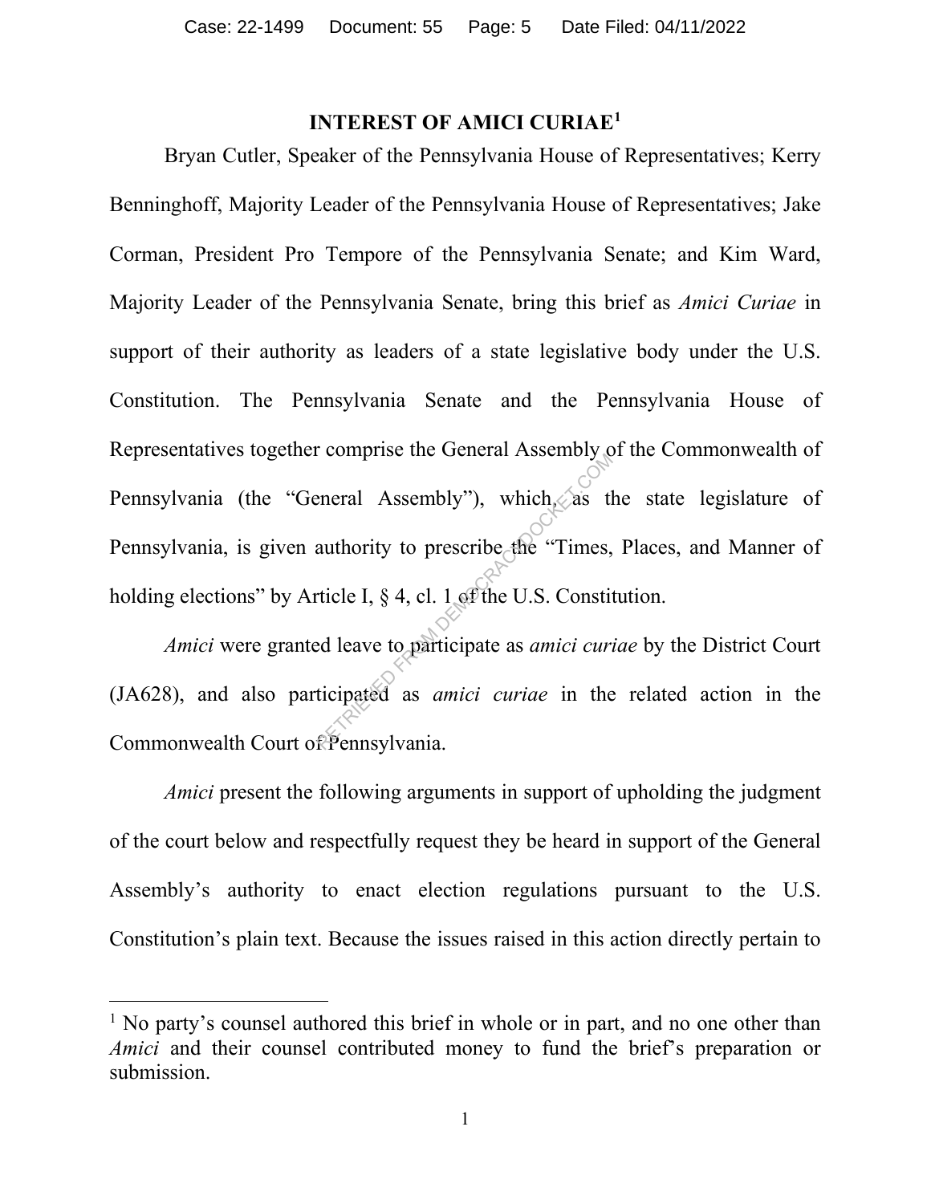## INTEREST OF AMICI CURIAE[1]

Bryan Cutler, Speaker of the Pennsylvania House of Representatives; Kerry Benninghoff, Majority Leader of the Pennsylvania House of Representatives; Jake Corman, President Pro Tempore of the Pennsylvania Senate; and Kim Ward, Majority Leader of the Pennsylvania Senate, bring this brief as *Amici Curiae* in support of their authority as leaders of a state legislative body under the U.S. Constitution. The Pennsylvania Senate and the Pennsylvania House of Representatives together comprise the General Assembly of the Commonwealth of Pennsylvania (the "General Assembly"), which, as the state legislature of Pennsylvania, is given authority to prescribe the "Times, Places, and Manner of holding elections" by Article I, § 4, cl. 1 of the U.S. Constitution.

*Amici* were granted leave to participate as *amici curiae* by the District Court (JA628), and also participated as *amici curiae* in the related action in the Commonwealth Court of Pennsylvania.

*Amici* present the following arguments in support of upholding the judgment of the court below and respectfully request they be heard in support of the General Assembly's authority to enact election regulations pursuant to the U.S. Constitution's plain text. Because the issues raised in this action directly pertain to

[1] No party's counsel authored this brief in whole or in part, and no one other than *Amici* and their counsel contributed money to fund the brief's preparation or submission.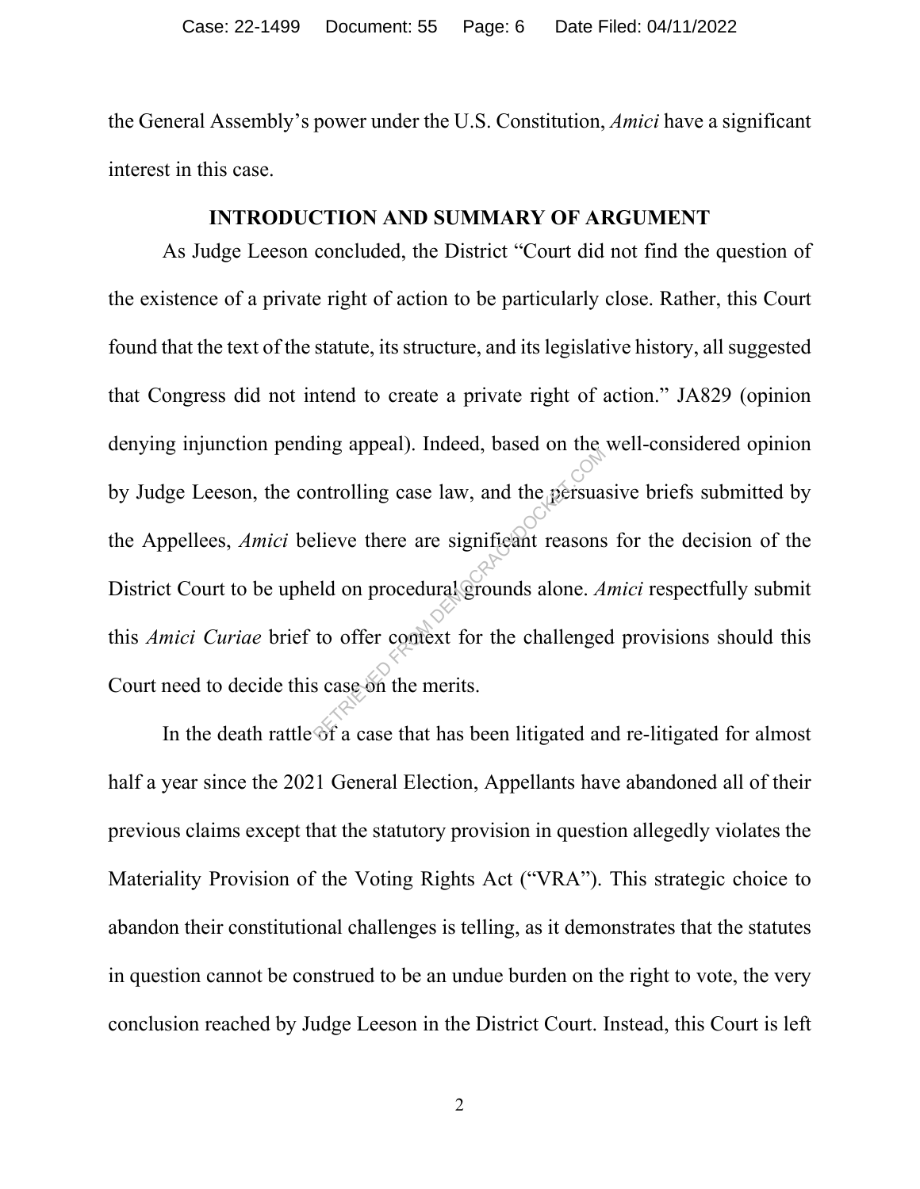the General Assembly's power under the U.S. Constitution, *Amici* have a significant interest in this case.

## INTRODUCTION AND SUMMARY OF ARGUMENT

As Judge Leeson concluded, the District "Court did not find the question of the existence of a private right of action to be particularly close. Rather, this Court found that the text of the statute, its structure, and its legislative history, all suggested that Congress did not intend to create a private right of action." JA829 (opinion denying injunction pending appeal). Indeed, based on the well-considered opinion by Judge Leeson, the controlling case law, and the persuasive briefs submitted by the Appellees, *Amici* believe there are significant reasons for the decision of the District Court to be upheld on procedural grounds alone. *Amici* respectfully submit this *Amici Curiae* brief to offer context for the challenged provisions should this Court need to decide this case on the merits.

In the death rattle of a case that has been litigated and re-litigated for almost half a year since the 2021 General Election, Appellants have abandoned all of their previous claims except that the statutory provision in question allegedly violates the Materiality Provision of the Voting Rights Act ("VRA"). This strategic choice to abandon their constitutional challenges is telling, as it demonstrates that the statutes in question cannot be construed to be an undue burden on the right to vote, the very conclusion reached by Judge Leeson in the District Court. Instead, this Court is left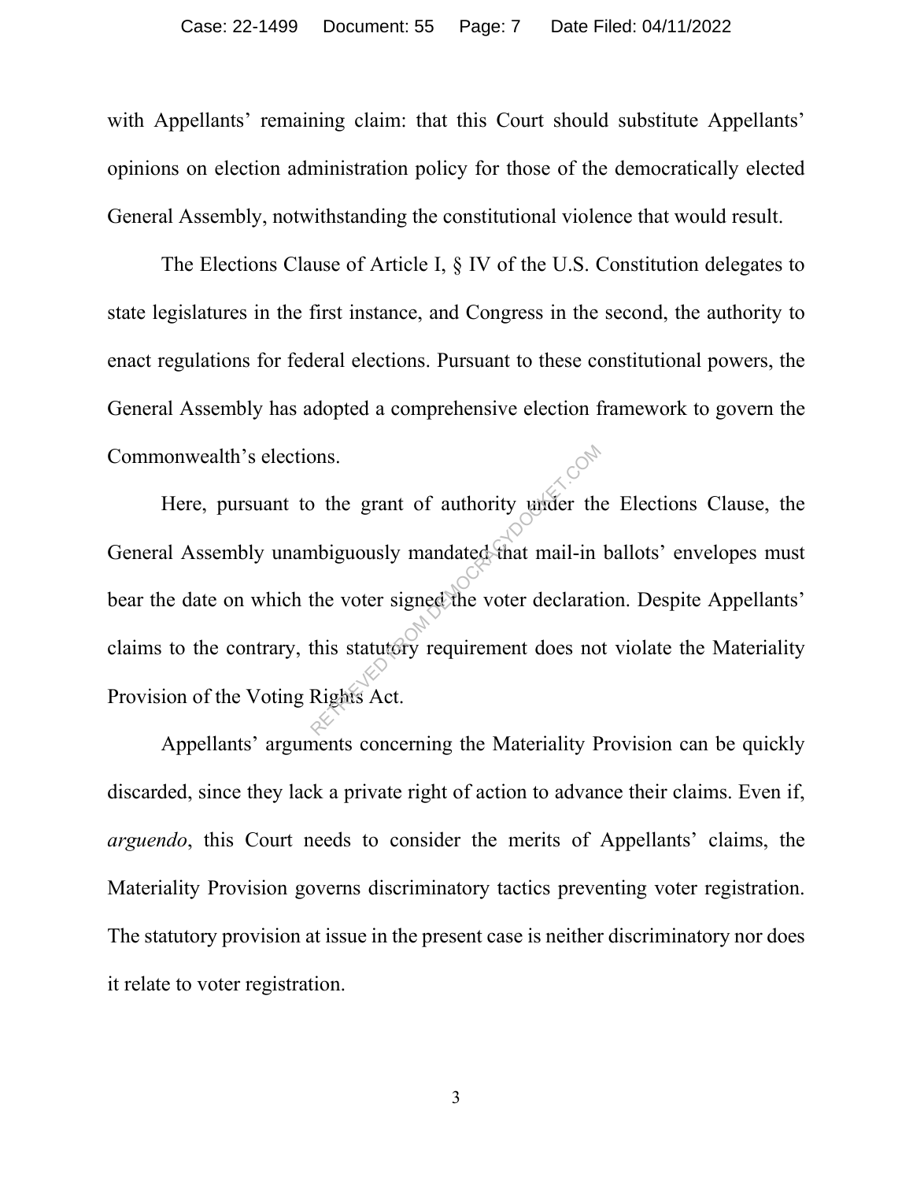with Appellants' remaining claim: that this Court should substitute Appellants' opinions on election administration policy for those of the democratically elected General Assembly, notwithstanding the constitutional violence that would result.

The Elections Clause of Article I, § IV of the U.S. Constitution delegates to state legislatures in the first instance, and Congress in the second, the authority to enact regulations for federal elections. Pursuant to these constitutional powers, the General Assembly has adopted a comprehensive election framework to govern the Commonwealth's elections.

Here, pursuant to the grant of authority under the Elections Clause, the General Assembly unambiguously mandated that mail-in ballots' envelopes must bear the date on which the voter signed the voter declaration. Despite Appellants' claims to the contrary, this statutory requirement does not violate the Materiality Provision of the Voting Rights Act.

Appellants' arguments concerning the Materiality Provision can be quickly discarded, since they lack a private right of action to advance their claims. Even if, *arguendo*, this Court needs to consider the merits of Appellants' claims, the Materiality Provision governs discriminatory tactics preventing voter registration. The statutory provision at issue in the present case is neither discriminatory nor does it relate to voter registration.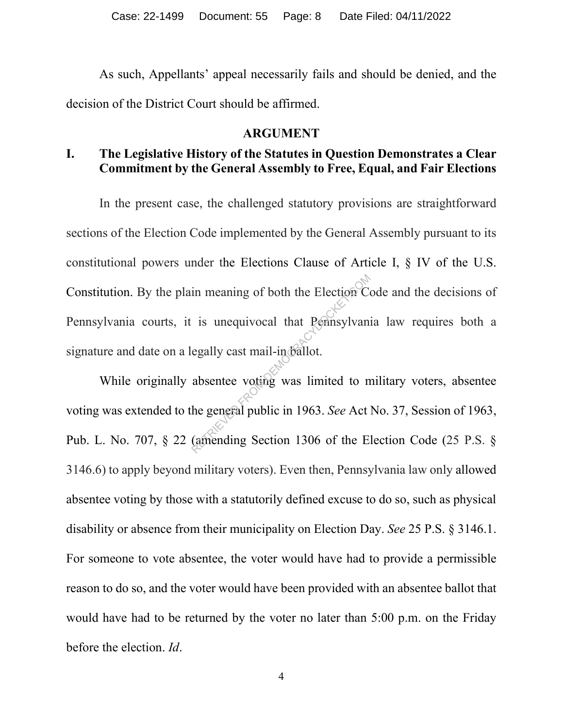As such, Appellants' appeal necessarily fails and should be denied, and the decision of the District Court should be affirmed.

## ARGUMENT

### I. The Legislative History of the Statutes in Question Demonstrates a Clear Commitment by the General Assembly to Free, Equal, and Fair Elections

In the present case, the challenged statutory provisions are straightforward sections of the Election Code implemented by the General Assembly pursuant to its constitutional powers under the Elections Clause of Article I, § IV of the U.S. Constitution. By the plain meaning of both the Election Code and the decisions of Pennsylvania courts, it is unequivocal that Pennsylvania law requires both a signature and date on a legally cast mail-in ballot.

While originally absentee voting was limited to military voters, absentee voting was extended to the general public in 1963. *See* Act No. 37, Session of 1963, Pub. L. No. 707, § 22 (amending Section 1306 of the Election Code (25 P.S. § 3146.6) to apply beyond military voters). Even then, Pennsylvania law only allowed absentee voting by those with a statutorily defined excuse to do so, such as physical disability or absence from their municipality on Election Day. *See* 25 P.S. § 3146.1. For someone to vote absentee, the voter would have had to provide a permissible reason to do so, and the voter would have been provided with an absentee ballot that would have had to be returned by the voter no later than 5:00 p.m. on the Friday before the election. *Id*.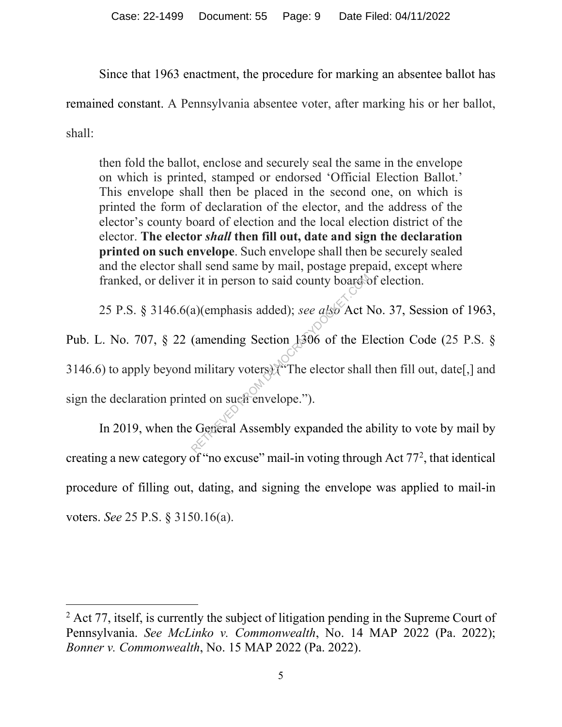Since that 1963 enactment, the procedure for marking an absentee ballot has remained constant. A Pennsylvania absentee voter, after marking his or her ballot, shall:

> then fold the ballot, enclose and securely seal the same in the envelope on which is printed, stamped or endorsed 'Official Election Ballot.' This envelope shall then be placed in the second one, on which is printed the form of declaration of the elector, and the address of the elector's county board of election and the local election district of the elector. **The elector *shall* then fill out, date and sign the declaration printed on such envelope**. Such envelope shall then be securely sealed and the elector shall send same by mail, postage prepaid, except where franked, or deliver it in person to said county board of election.

25 P.S. § 3146.6(a)(emphasis added); *see also* Act No. 37, Session of 1963, Pub. L. No. 707, § 22 (amending Section 1306 of the Election Code (25 P.S. § 3146.6) to apply beyond military voters) ("The elector shall then fill out, date[,] and sign the declaration printed on such envelope.").

In 2019, when the General Assembly expanded the ability to vote by mail by creating a new category of "no excuse" mail-in voting through Act 77[2], that identical procedure of filling out, dating, and signing the envelope was applied to mail-in voters. *See* 25 P.S. § 3150.16(a).

---

[2] Act 77, itself, is currently the subject of litigation pending in the Supreme Court of Pennsylvania. *See McLinko v. Commonwealth*, No. 14 MAP 2022 (Pa. 2022); *Bonner v. Commonwealth*, No. 15 MAP 2022 (Pa. 2022).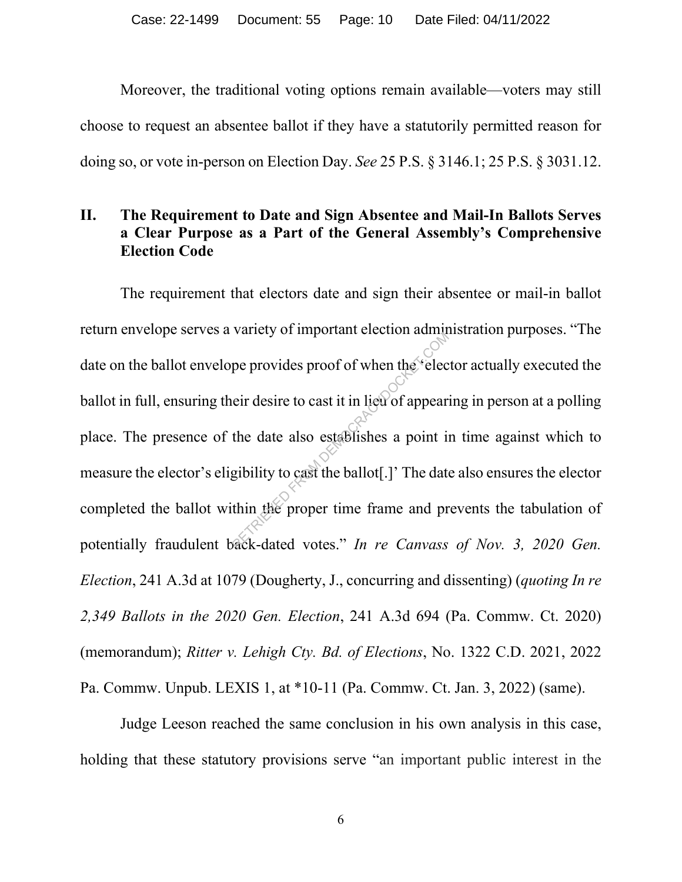Moreover, the traditional voting options remain available—voters may still choose to request an absentee ballot if they have a statutorily permitted reason for doing so, or vote in-person on Election Day. *See* 25 P.S. § 3146.1; 25 P.S. § 3031.12.

## II. The Requirement to Date and Sign Absentee and Mail-In Ballots Serves a Clear Purpose as a Part of the General Assembly's Comprehensive Election Code

The requirement that electors date and sign their absentee or mail-in ballot return envelope serves a variety of important election administration purposes. "The date on the ballot envelope provides proof of when the 'elector actually executed the ballot in full, ensuring their desire to cast it in lieu of appearing in person at a polling place. The presence of the date also establishes a point in time against which to measure the elector's eligibility to cast the ballot[.]' The date also ensures the elector completed the ballot within the proper time frame and prevents the tabulation of potentially fraudulent back-dated votes." *In re Canvass of Nov. 3, 2020 Gen. Election*, 241 A.3d at 1079 (Dougherty, J., concurring and dissenting) (*quoting In re 2,349 Ballots in the 2020 Gen. Election*, 241 A.3d 694 (Pa. Commw. Ct. 2020) (memorandum); *Ritter v. Lehigh Cty. Bd. of Elections*, No. 1322 C.D. 2021, 2022 Pa. Commw. Unpub. LEXIS 1, at *10-11 (Pa. Commw. Ct. Jan. 3, 2022) (same).

Judge Leeson reached the same conclusion in his own analysis in this case, holding that these statutory provisions serve "an important public interest in the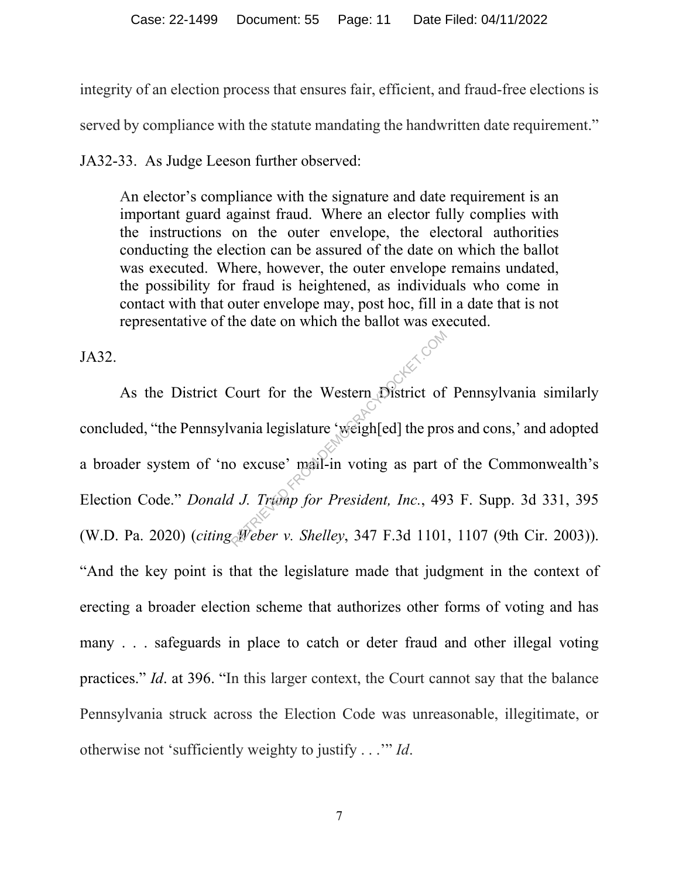integrity of an election process that ensures fair, efficient, and fraud-free elections is served by compliance with the statute mandating the handwritten date requirement." JA32-33. As Judge Leeson further observed:

> An elector's compliance with the signature and date requirement is an important guard against fraud. Where an elector fully complies with the instructions on the outer envelope, the electoral authorities conducting the election can be assured of the date on which the ballot was executed. Where, however, the outer envelope remains undated, the possibility for fraud is heightened, as individuals who come in contact with that outer envelope may, post hoc, fill in a date that is not representative of the date on which the ballot was executed.

JA32.

As the District Court for the Western District of Pennsylvania similarly concluded, "the Pennsylvania legislature 'weigh[ed] the pros and cons,' and adopted a broader system of 'no excuse' mail-in voting as part of the Commonwealth's Election Code." *Donald J. Trump for President, Inc.*, 493 F. Supp. 3d 331, 395 (W.D. Pa. 2020) (*citing Weber v. Shelley*, 347 F.3d 1101, 1107 (9th Cir. 2003)). "And the key point is that the legislature made that judgment in the context of erecting a broader election scheme that authorizes other forms of voting and has many . . . safeguards in place to catch or deter fraud and other illegal voting practices." *Id*. at 396. "In this larger context, the Court cannot say that the balance Pennsylvania struck across the Election Code was unreasonable, illegitimate, or otherwise not 'sufficiently weighty to justify . . .'" *Id*.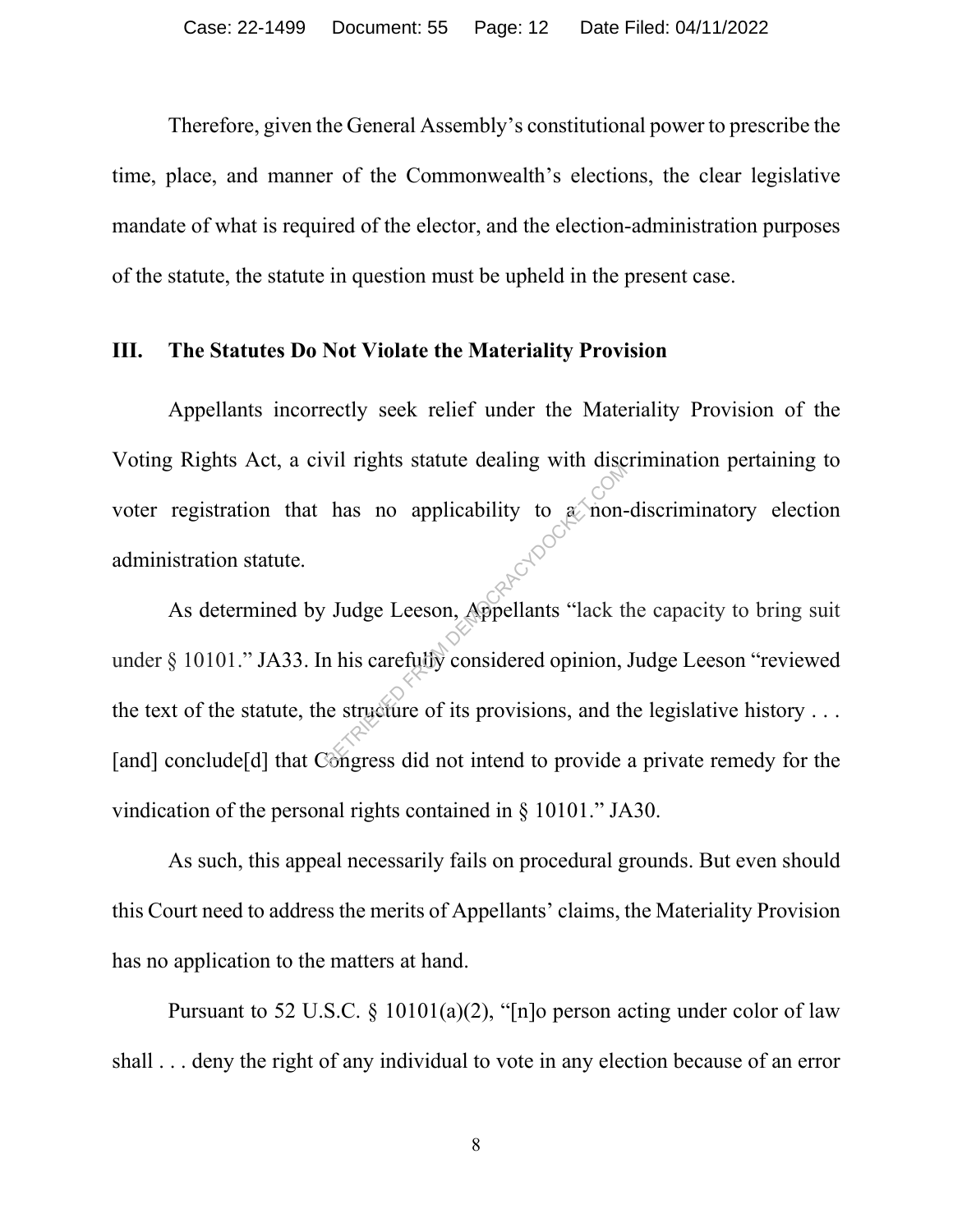Therefore, given the General Assembly's constitutional power to prescribe the time, place, and manner of the Commonwealth's elections, the clear legislative mandate of what is required of the elector, and the election-administration purposes of the statute, the statute in question must be upheld in the present case.

## III. The Statutes Do Not Violate the Materiality Provision

Appellants incorrectly seek relief under the Materiality Provision of the Voting Rights Act, a civil rights statute dealing with discrimination pertaining to voter registration that has no applicability to a non-discriminatory election administration statute.

As determined by Judge Leeson, Appellants "lack the capacity to bring suit under § 10101." JA33. In his carefully considered opinion, Judge Leeson "reviewed the text of the statute, the structure of its provisions, and the legislative history . . . [and] conclude[d] that Congress did not intend to provide a private remedy for the vindication of the personal rights contained in § 10101." JA30.

As such, this appeal necessarily fails on procedural grounds. But even should this Court need to address the merits of Appellants' claims, the Materiality Provision has no application to the matters at hand.

Pursuant to 52 U.S.C. § 10101(a)(2), "[n]o person acting under color of law shall . . . deny the right of any individual to vote in any election because of an error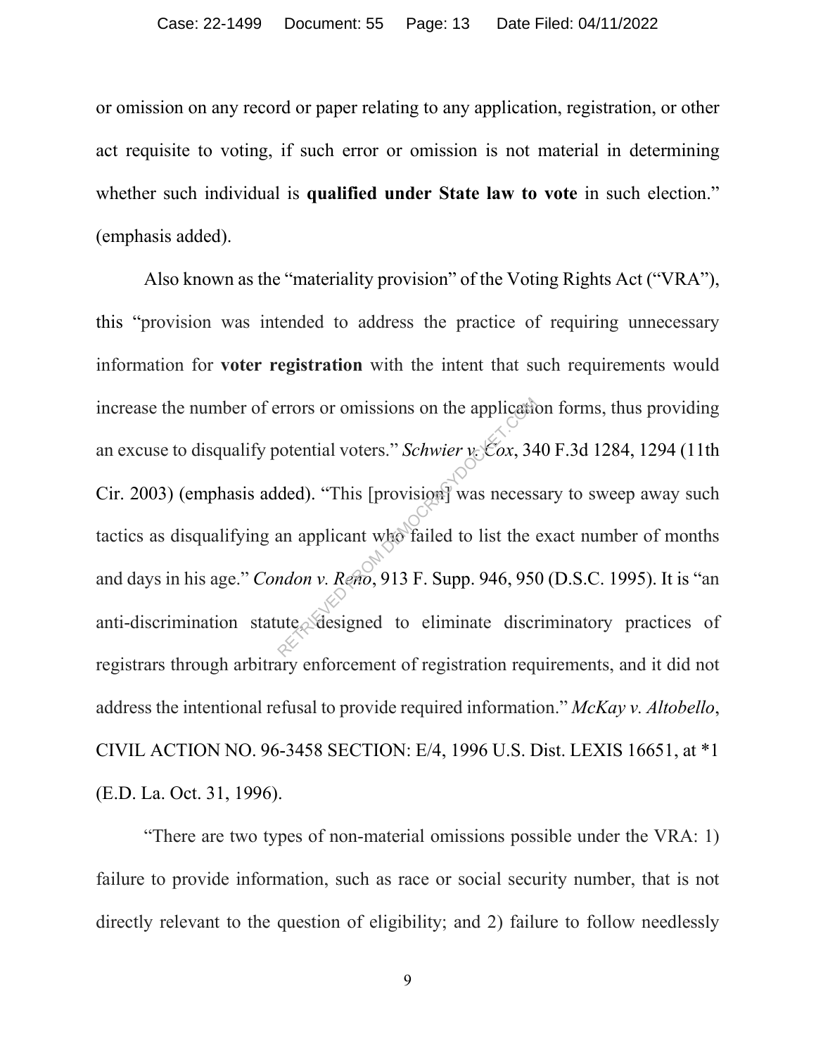or omission on any record or paper relating to any application, registration, or other act requisite to voting, if such error or omission is not material in determining whether such individual is **qualified under State law to vote** in such election." (emphasis added).

Also known as the "materiality provision" of the Voting Rights Act ("VRA"), this "provision was intended to address the practice of requiring unnecessary information for **voter registration** with the intent that such requirements would increase the number of errors or omissions on the application forms, thus providing an excuse to disqualify potential voters." *Schwier v. Cox*, 340 F.3d 1284, 1294 (11th Cir. 2003) (emphasis added). "This [provision] was necessary to sweep away such tactics as disqualifying an applicant who failed to list the exact number of months and days in his age." *Condon v. Reno*, 913 F. Supp. 946, 950 (D.S.C. 1995). It is "an anti-discrimination statute designed to eliminate discriminatory practices of registrars through arbitrary enforcement of registration requirements, and it did not address the intentional refusal to provide required information." *McKay v. Altobello*, CIVIL ACTION NO. 96-3458 SECTION: E/4, 1996 U.S. Dist. LEXIS 16651, at *1 (E.D. La. Oct. 31, 1996).

"There are two types of non-material omissions possible under the VRA: 1) failure to provide information, such as race or social security number, that is not directly relevant to the question of eligibility; and 2) failure to follow needlessly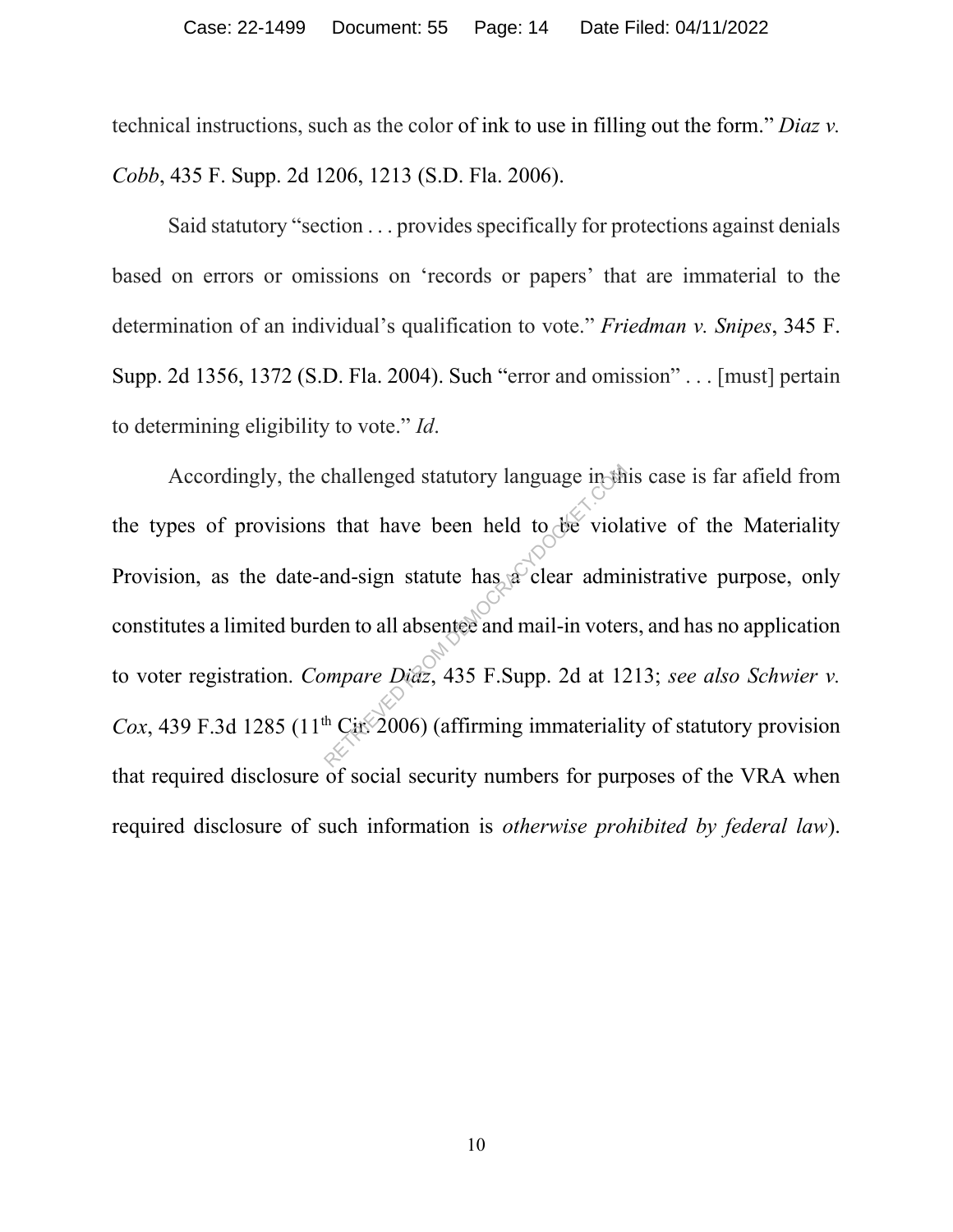technical instructions, such as the color of ink to use in filling out the form." *Diaz v. Cobb*, 435 F. Supp. 2d 1206, 1213 (S.D. Fla. 2006).

Said statutory "section . . . provides specifically for protections against denials based on errors or omissions on 'records or papers' that are immaterial to the determination of an individual's qualification to vote." *Friedman v. Snipes*, 345 F. Supp. 2d 1356, 1372 (S.D. Fla. 2004). Such "error and omission" . . . [must] pertain to determining eligibility to vote." *Id*.

Accordingly, the challenged statutory language in this case is far afield from the types of provisions that have been held to be violative of the Materiality Provision, as the date-and-sign statute has a clear administrative purpose, only constitutes a limited burden to all absentee and mail-in voters, and has no application to voter registration. *Compare Diaz*, 435 F.Supp. 2d at 1213; *see also Schwier v. Cox*, 439 F.3d 1285 (11th Cir. 2006) (affirming immateriality of statutory provision that required disclosure of social security numbers for purposes of the VRA when required disclosure of such information is *otherwise prohibited by federal law*).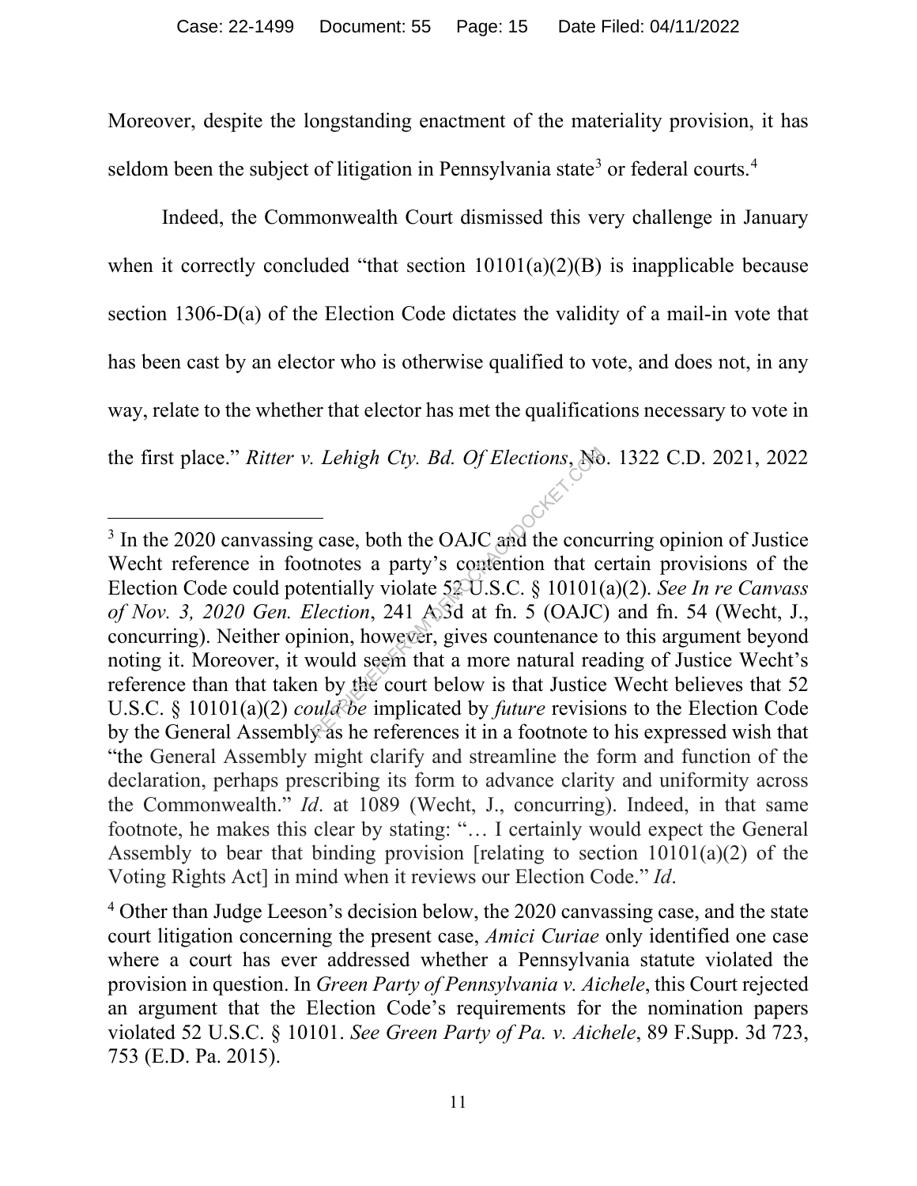Moreover, despite the longstanding enactment of the materiality provision, it has seldom been the subject of litigation in Pennsylvania state[3] or federal courts.[4]

Indeed, the Commonwealth Court dismissed this very challenge in January when it correctly concluded "that section 10101(a)(2)(B) is inapplicable because section 1306-D(a) of the Election Code dictates the validity of a mail-in vote that has been cast by an elector who is otherwise qualified to vote, and does not, in any way, relate to the whether that elector has met the qualifications necessary to vote in the first place." *Ritter v. Lehigh Cty. Bd. Of Elections*, No. 1322 C.D. 2021, 2022

---

[3] In the 2020 canvassing case, both the OAJC and the concurring opinion of Justice Wecht reference in footnotes a party's contention that certain provisions of the Election Code could potentially violate 52 U.S.C. § 10101(a)(2). *See In re Canvass of Nov. 3, 2020 Gen. Election*, 241 A.3d at fn. 5 (OAJC) and fn. 54 (Wecht, J., concurring). Neither opinion, however, gives countenance to this argument beyond noting it. Moreover, it would seem that a more natural reading of Justice Wecht's reference than that taken by the court below is that Justice Wecht believes that 52 U.S.C. § 10101(a)(2) *could be* implicated by *future* revisions to the Election Code by the General Assembly as he references it in a footnote to his expressed wish that "the General Assembly might clarify and streamline the form and function of the declaration, perhaps prescribing its form to advance clarity and uniformity across the Commonwealth." *Id*. at 1089 (Wecht, J., concurring). Indeed, in that same footnote, he makes this clear by stating: "… I certainly would expect the General Assembly to bear that binding provision [relating to section 10101(a)(2) of the Voting Rights Act] in mind when it reviews our Election Code." *Id*.

[4] Other than Judge Leeson's decision below, the 2020 canvassing case, and the state court litigation concerning the present case, *Amici Curiae* only identified one case where a court has ever addressed whether a Pennsylvania statute violated the provision in question. In *Green Party of Pennsylvania v. Aichele*, this Court rejected an argument that the Election Code's requirements for the nomination papers violated 52 U.S.C. § 10101. *See Green Party of Pa. v. Aichele*, 89 F.Supp. 3d 723, 753 (E.D. Pa. 2015).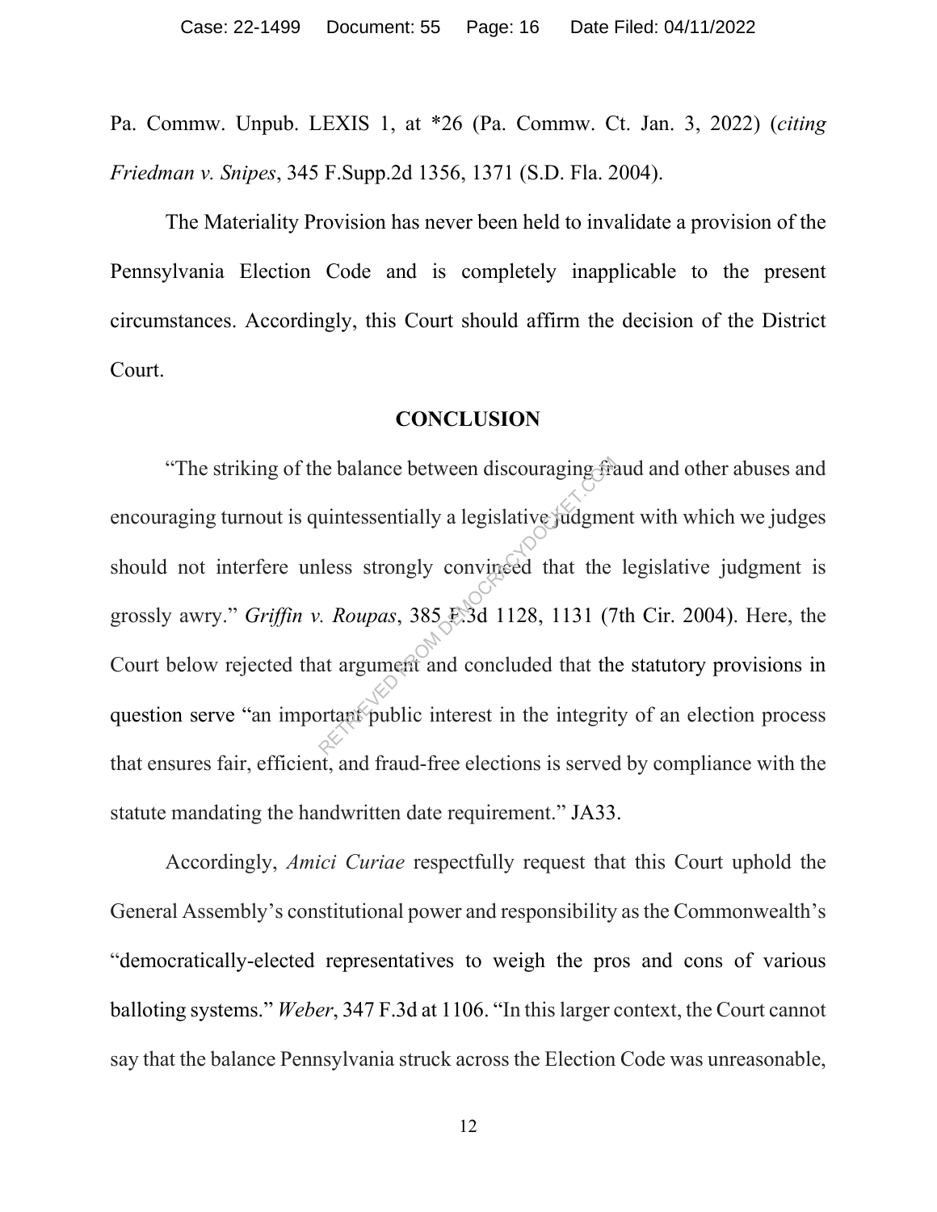Pa. Commw. Unpub. LEXIS 1, at *26 (Pa. Commw. Ct. Jan. 3, 2022) (*citing Friedman v. Snipes*, 345 F.Supp.2d 1356, 1371 (S.D. Fla. 2004).

The Materiality Provision has never been held to invalidate a provision of the Pennsylvania Election Code and is completely inapplicable to the present circumstances. Accordingly, this Court should affirm the decision of the District Court.

## CONCLUSION

"The striking of the balance between discouraging fraud and other abuses and encouraging turnout is quintessentially a legislative judgment with which we judges should not interfere unless strongly convinced that the legislative judgment is grossly awry." *Griffin v. Roupas*, 385 F.3d 1128, 1131 (7th Cir. 2004). Here, the Court below rejected that argument and concluded that the statutory provisions in question serve "an important public interest in the integrity of an election process that ensures fair, efficient, and fraud-free elections is served by compliance with the statute mandating the handwritten date requirement." JA33.

Accordingly, *Amici Curiae* respectfully request that this Court uphold the General Assembly's constitutional power and responsibility as the Commonwealth's "democratically-elected representatives to weigh the pros and cons of various balloting systems." *Weber*, 347 F.3d at 1106. "In this larger context, the Court cannot say that the balance Pennsylvania struck across the Election Code was unreasonable,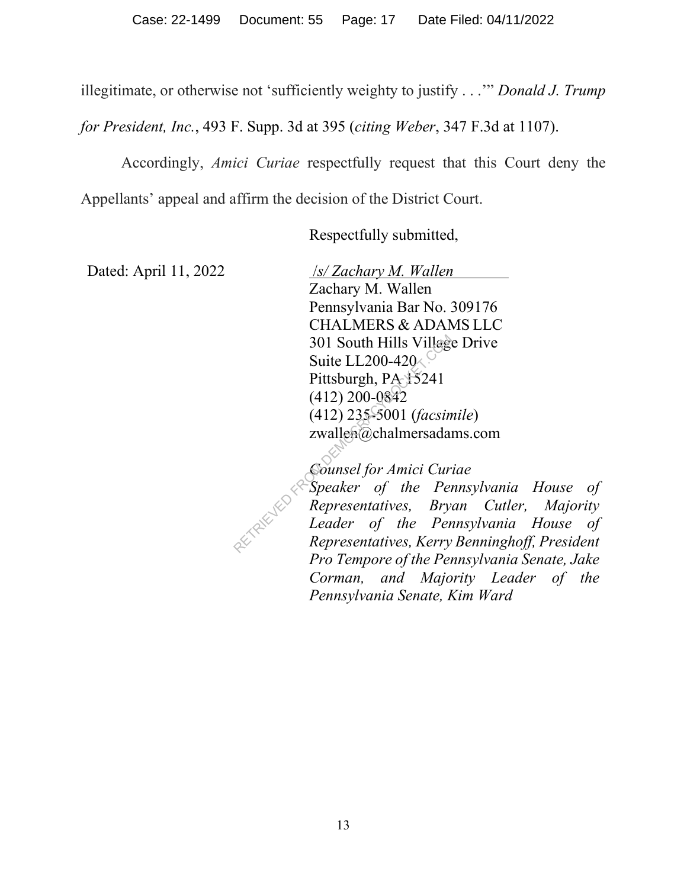illegitimate, or otherwise not 'sufficiently weighty to justify . . .'" *Donald J. Trump for President, Inc.*, 493 F. Supp. 3d at 395 (*citing Weber*, 347 F.3d at 1107).

Accordingly, *Amici Curiae* respectfully request that this Court deny the Appellants' appeal and affirm the decision of the District Court.

Respectfully submitted,

Dated: April 11, 2022

*/s/ Zachary M. Wallen*
Zachary M. Wallen
Pennsylvania Bar No. 309176
CHALMERS & ADAMS LLC
301 South Hills Village Drive
Suite LL200-420
Pittsburgh, PA 15241
(412) 200-0842
(412) 235-5001 (*facsimile*)
zwallen@chalmersadams.com

*Counsel for Amici Curiae*
*Speaker of the Pennsylvania House of Representatives, Bryan Cutler, Majority Leader of the Pennsylvania House of Representatives, Kerry Benninghoff, President Pro Tempore of the Pennsylvania Senate, Jake Corman, and Majority Leader of the Pennsylvania Senate, Kim Ward*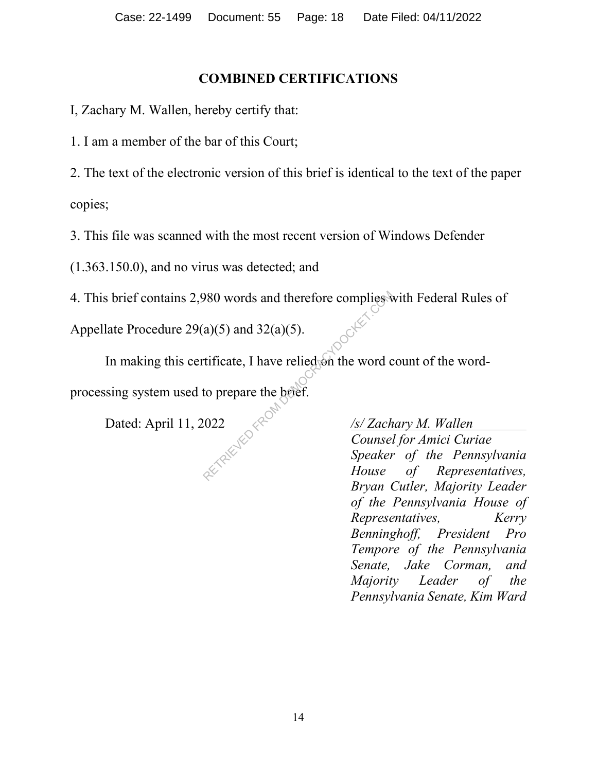## COMBINED CERTIFICATIONS

I, Zachary M. Wallen, hereby certify that:

1. I am a member of the bar of this Court;

2. The text of the electronic version of this brief is identical to the text of the paper copies;

3. This file was scanned with the most recent version of Windows Defender (1.363.150.0), and no virus was detected; and

4. This brief contains 2,980 words and therefore complies with Federal Rules of Appellate Procedure 29(a)(5) and 32(a)(5).

In making this certificate, I have relied on the word count of the word-processing system used to prepare the brief.

Dated: April 11, 2022

*/s/ Zachary M. Wallen*
*Counsel for Amici Curiae Speaker of the Pennsylvania House of Representatives, Bryan Cutler, Majority Leader of the Pennsylvania House of Representatives, Kerry Benninghoff, President Pro Tempore of the Pennsylvania Senate, Jake Corman, and Majority Leader of the Pennsylvania Senate, Kim Ward*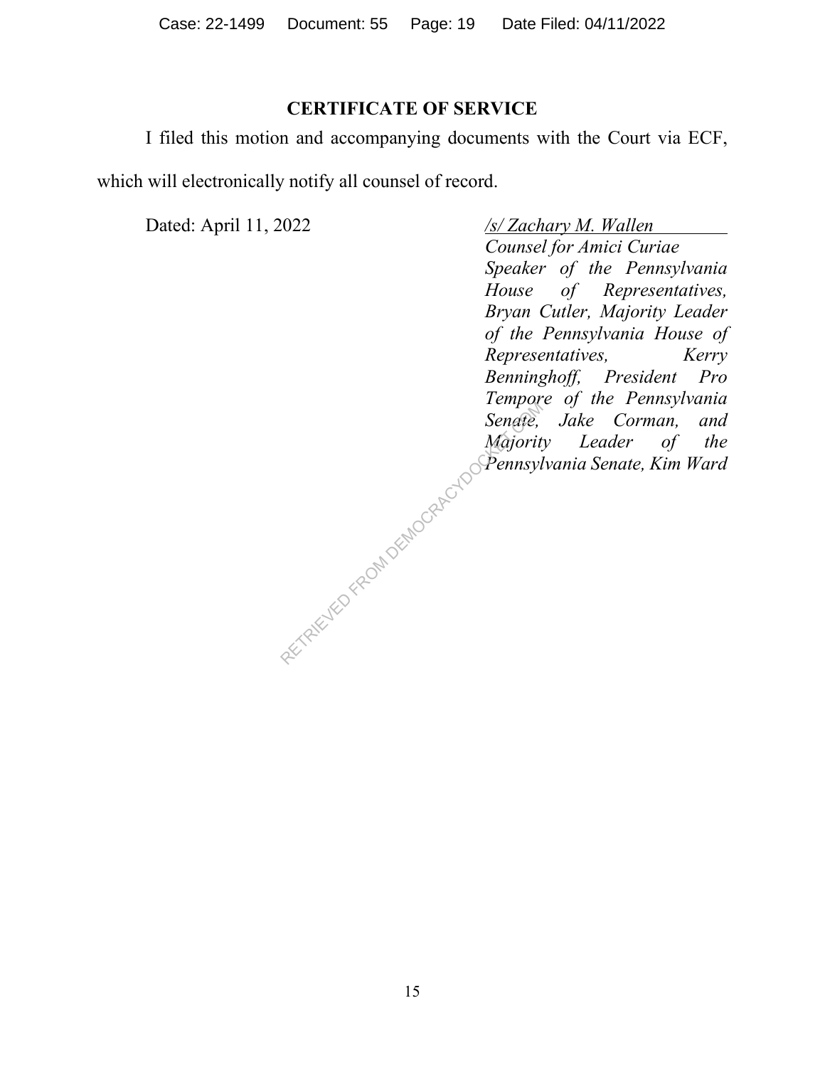## CERTIFICATE OF SERVICE

I filed this motion and accompanying documents with the Court via ECF, which will electronically notify all counsel of record.

Dated: April 11, 2022

*/s/ Zachary M. Wallen*
*Counsel for Amici Curiae Speaker of the Pennsylvania House of Representatives, Bryan Cutler, Majority Leader of the Pennsylvania House of Representatives, Kerry Benninghoff, President Pro Tempore of the Pennsylvania Senate, Jake Corman, and Majority Leader of the Pennsylvania Senate, Kim Ward*